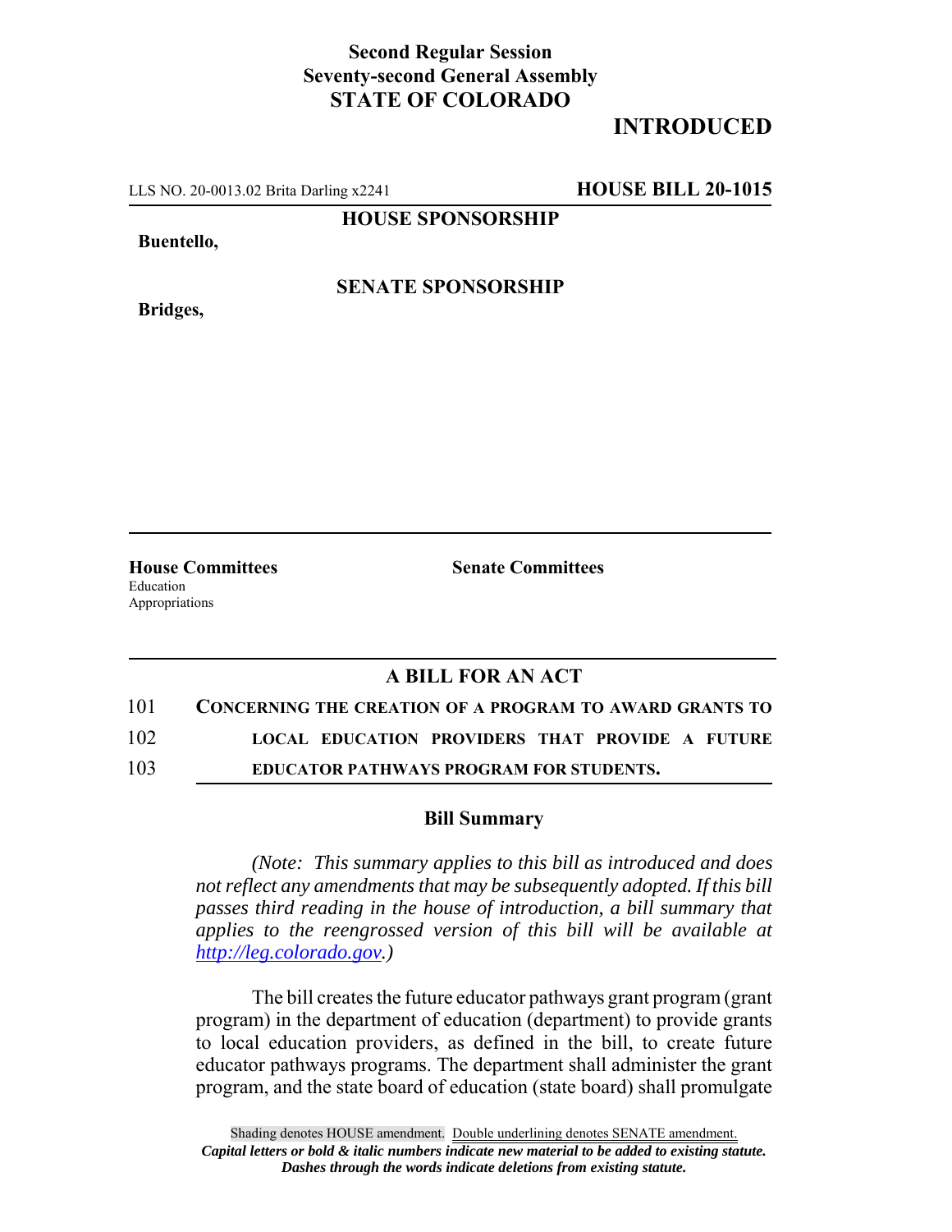**Second Regular Session**
**Seventy-second General Assembly**
**STATE OF COLORADO**

## INTRODUCED

LLS NO. 20-0013.02 Brita Darling x2241 **HOUSE BILL 20-1015**

**HOUSE SPONSORSHIP**

**Buentello,**

**SENATE SPONSORSHIP**

**Bridges,**

**House Committees**
Education
Appropriations

**Senate Committees**

### A BILL FOR AN ACT

101 **CONCERNING THE CREATION OF A PROGRAM TO AWARD GRANTS TO**
102 **LOCAL EDUCATION PROVIDERS THAT PROVIDE A FUTURE**
103 **EDUCATOR PATHWAYS PROGRAM FOR STUDENTS.**

### Bill Summary

*(Note: This summary applies to this bill as introduced and does not reflect any amendments that may be subsequently adopted. If this bill passes third reading in the house of introduction, a bill summary that applies to the reengrossed version of this bill will be available at http://leg.colorado.gov.)*

The bill creates the future educator pathways grant program (grant program) in the department of education (department) to provide grants to local education providers, as defined in the bill, to create future educator pathways programs. The department shall administer the grant program, and the state board of education (state board) shall promulgate

Shading denotes HOUSE amendment. Double underlining denotes SENATE amendment.
*Capital letters or bold & italic numbers indicate new material to be added to existing statute.*
*Dashes through the words indicate deletions from existing statute.*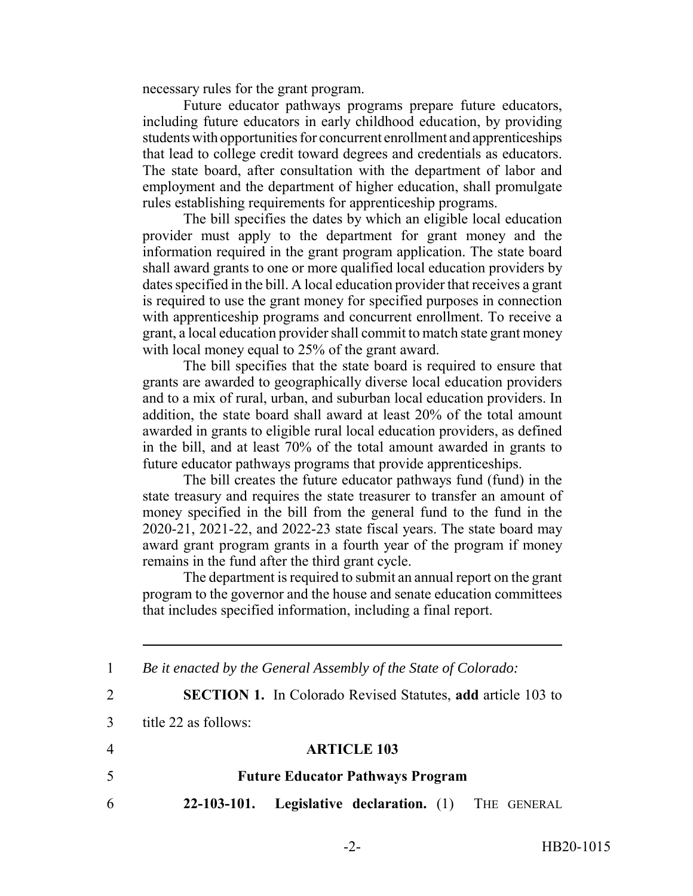necessary rules for the grant program.

Future educator pathways programs prepare future educators, including future educators in early childhood education, by providing students with opportunities for concurrent enrollment and apprenticeships that lead to college credit toward degrees and credentials as educators. The state board, after consultation with the department of labor and employment and the department of higher education, shall promulgate rules establishing requirements for apprenticeship programs.

The bill specifies the dates by which an eligible local education provider must apply to the department for grant money and the information required in the grant program application. The state board shall award grants to one or more qualified local education providers by dates specified in the bill. A local education provider that receives a grant is required to use the grant money for specified purposes in connection with apprenticeship programs and concurrent enrollment. To receive a grant, a local education provider shall commit to match state grant money with local money equal to 25% of the grant award.

The bill specifies that the state board is required to ensure that grants are awarded to geographically diverse local education providers and to a mix of rural, urban, and suburban local education providers. In addition, the state board shall award at least 20% of the total amount awarded in grants to eligible rural local education providers, as defined in the bill, and at least 70% of the total amount awarded in grants to future educator pathways programs that provide apprenticeships.

The bill creates the future educator pathways fund (fund) in the state treasury and requires the state treasurer to transfer an amount of money specified in the bill from the general fund to the fund in the 2020-21, 2021-22, and 2022-23 state fiscal years. The state board may award grant program grants in a fourth year of the program if money remains in the fund after the third grant cycle.

The department is required to submit an annual report on the grant program to the governor and the house and senate education committees that includes specified information, including a final report.

---

1 *Be it enacted by the General Assembly of the State of Colorado:*

2 **SECTION 1.** In Colorado Revised Statutes, **add** article 103 to

3 title 22 as follows:

4 **ARTICLE 103**

5 **Future Educator Pathways Program**

6 **22-103-101. Legislative declaration.** (1) THE GENERAL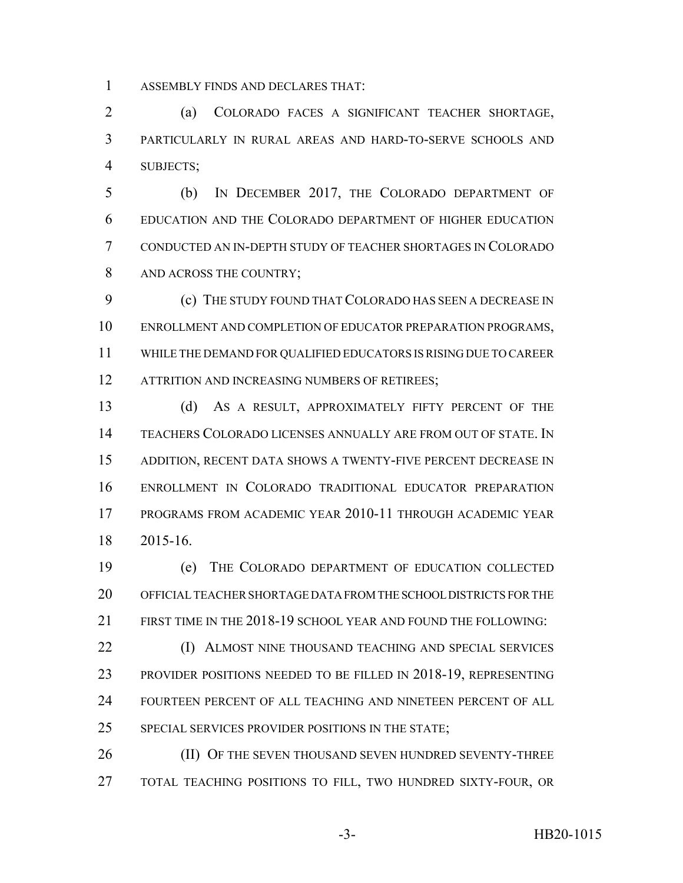ASSEMBLY FINDS AND DECLARES THAT:

(a) COLORADO FACES A SIGNIFICANT TEACHER SHORTAGE, PARTICULARLY IN RURAL AREAS AND HARD-TO-SERVE SCHOOLS AND SUBJECTS;

(b) IN DECEMBER 2017, THE COLORADO DEPARTMENT OF EDUCATION AND THE COLORADO DEPARTMENT OF HIGHER EDUCATION CONDUCTED AN IN-DEPTH STUDY OF TEACHER SHORTAGES IN COLORADO AND ACROSS THE COUNTRY;

(c) THE STUDY FOUND THAT COLORADO HAS SEEN A DECREASE IN ENROLLMENT AND COMPLETION OF EDUCATOR PREPARATION PROGRAMS, WHILE THE DEMAND FOR QUALIFIED EDUCATORS IS RISING DUE TO CAREER ATTRITION AND INCREASING NUMBERS OF RETIREES;

(d) AS A RESULT, APPROXIMATELY FIFTY PERCENT OF THE TEACHERS COLORADO LICENSES ANNUALLY ARE FROM OUT OF STATE. IN ADDITION, RECENT DATA SHOWS A TWENTY-FIVE PERCENT DECREASE IN ENROLLMENT IN COLORADO TRADITIONAL EDUCATOR PREPARATION PROGRAMS FROM ACADEMIC YEAR 2010-11 THROUGH ACADEMIC YEAR 2015-16.

(e) THE COLORADO DEPARTMENT OF EDUCATION COLLECTED OFFICIAL TEACHER SHORTAGE DATA FROM THE SCHOOL DISTRICTS FOR THE FIRST TIME IN THE 2018-19 SCHOOL YEAR AND FOUND THE FOLLOWING:

(I) ALMOST NINE THOUSAND TEACHING AND SPECIAL SERVICES PROVIDER POSITIONS NEEDED TO BE FILLED IN 2018-19, REPRESENTING FOURTEEN PERCENT OF ALL TEACHING AND NINETEEN PERCENT OF ALL SPECIAL SERVICES PROVIDER POSITIONS IN THE STATE;

(II) OF THE SEVEN THOUSAND SEVEN HUNDRED SEVENTY-THREE TOTAL TEACHING POSITIONS TO FILL, TWO HUNDRED SIXTY-FOUR, OR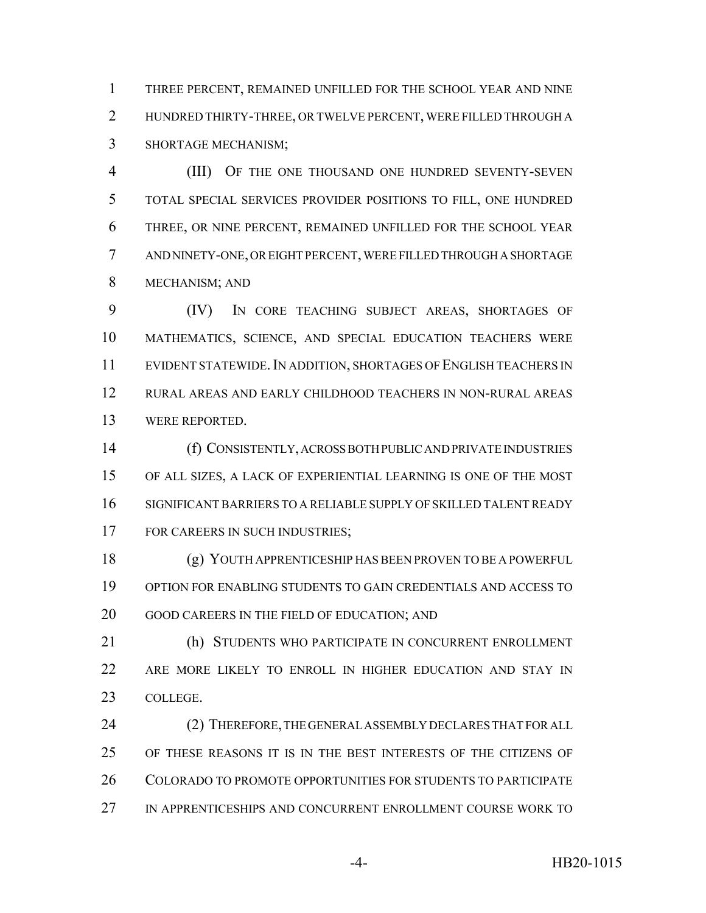THREE PERCENT, REMAINED UNFILLED FOR THE SCHOOL YEAR AND NINE HUNDRED THIRTY-THREE, OR TWELVE PERCENT, WERE FILLED THROUGH A SHORTAGE MECHANISM;

(III) OF THE ONE THOUSAND ONE HUNDRED SEVENTY-SEVEN TOTAL SPECIAL SERVICES PROVIDER POSITIONS TO FILL, ONE HUNDRED THREE, OR NINE PERCENT, REMAINED UNFILLED FOR THE SCHOOL YEAR AND NINETY-ONE, OR EIGHT PERCENT, WERE FILLED THROUGH A SHORTAGE MECHANISM; AND

(IV) IN CORE TEACHING SUBJECT AREAS, SHORTAGES OF MATHEMATICS, SCIENCE, AND SPECIAL EDUCATION TEACHERS WERE EVIDENT STATEWIDE. IN ADDITION, SHORTAGES OF ENGLISH TEACHERS IN RURAL AREAS AND EARLY CHILDHOOD TEACHERS IN NON-RURAL AREAS WERE REPORTED.

(f) CONSISTENTLY, ACROSS BOTH PUBLIC AND PRIVATE INDUSTRIES OF ALL SIZES, A LACK OF EXPERIENTIAL LEARNING IS ONE OF THE MOST SIGNIFICANT BARRIERS TO A RELIABLE SUPPLY OF SKILLED TALENT READY FOR CAREERS IN SUCH INDUSTRIES;

(g) YOUTH APPRENTICESHIP HAS BEEN PROVEN TO BE A POWERFUL OPTION FOR ENABLING STUDENTS TO GAIN CREDENTIALS AND ACCESS TO GOOD CAREERS IN THE FIELD OF EDUCATION; AND

(h) STUDENTS WHO PARTICIPATE IN CONCURRENT ENROLLMENT ARE MORE LIKELY TO ENROLL IN HIGHER EDUCATION AND STAY IN COLLEGE.

(2) THEREFORE, THE GENERAL ASSEMBLY DECLARES THAT FOR ALL OF THESE REASONS IT IS IN THE BEST INTERESTS OF THE CITIZENS OF COLORADO TO PROMOTE OPPORTUNITIES FOR STUDENTS TO PARTICIPATE IN APPRENTICESHIPS AND CONCURRENT ENROLLMENT COURSE WORK TO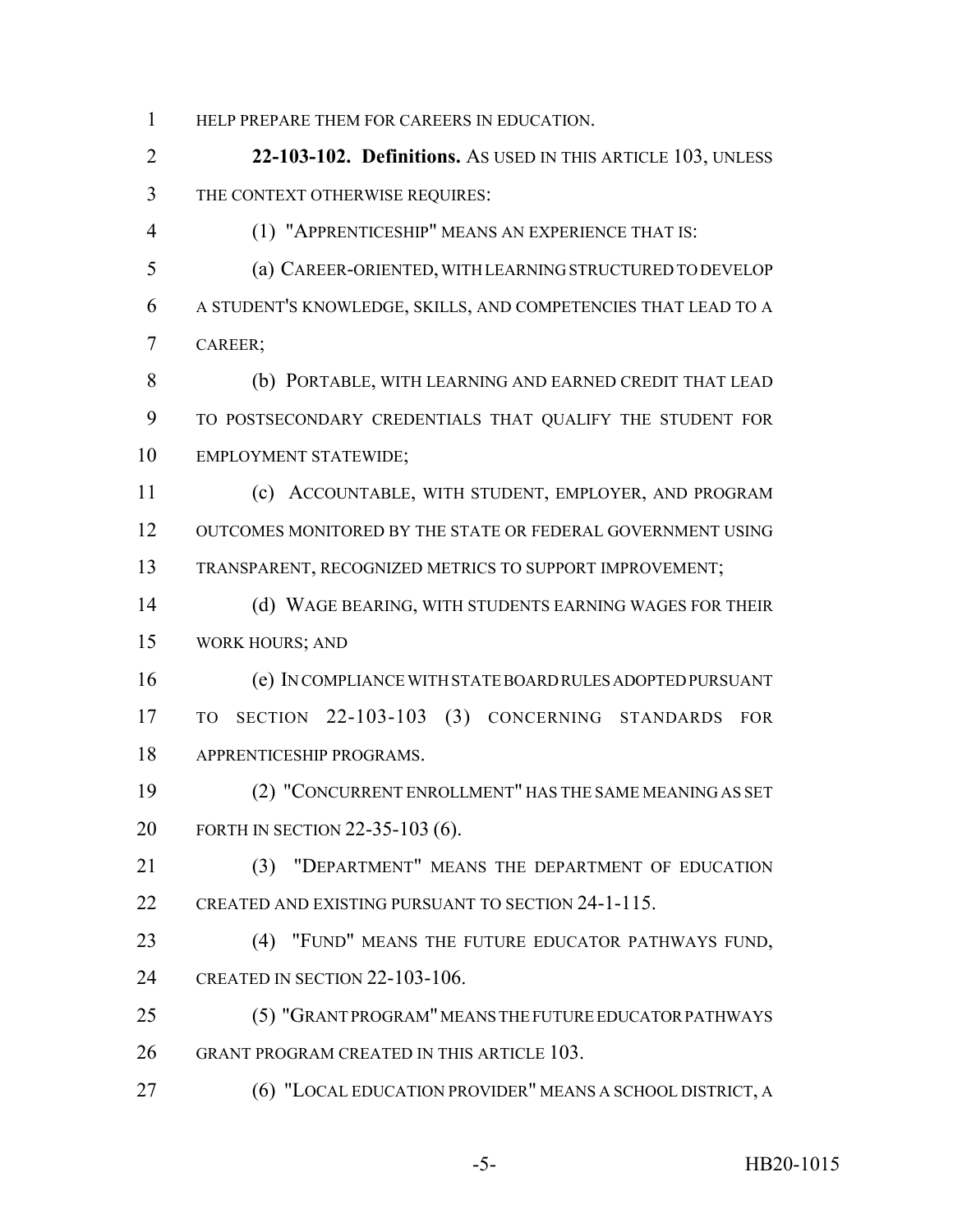HELP PREPARE THEM FOR CAREERS IN EDUCATION.

**22-103-102. Definitions.** AS USED IN THIS ARTICLE 103, UNLESS THE CONTEXT OTHERWISE REQUIRES:

(1) "APPRENTICESHIP" MEANS AN EXPERIENCE THAT IS:

(a) CAREER-ORIENTED, WITH LEARNING STRUCTURED TO DEVELOP A STUDENT'S KNOWLEDGE, SKILLS, AND COMPETENCIES THAT LEAD TO A CAREER;

(b) PORTABLE, WITH LEARNING AND EARNED CREDIT THAT LEAD TO POSTSECONDARY CREDENTIALS THAT QUALIFY THE STUDENT FOR EMPLOYMENT STATEWIDE;

(c) ACCOUNTABLE, WITH STUDENT, EMPLOYER, AND PROGRAM OUTCOMES MONITORED BY THE STATE OR FEDERAL GOVERNMENT USING TRANSPARENT, RECOGNIZED METRICS TO SUPPORT IMPROVEMENT;

(d) WAGE BEARING, WITH STUDENTS EARNING WAGES FOR THEIR WORK HOURS; AND

(e) IN COMPLIANCE WITH STATE BOARD RULES ADOPTED PURSUANT TO SECTION 22-103-103 (3) CONCERNING STANDARDS FOR APPRENTICESHIP PROGRAMS.

(2) "CONCURRENT ENROLLMENT" HAS THE SAME MEANING AS SET FORTH IN SECTION 22-35-103 (6).

(3) "DEPARTMENT" MEANS THE DEPARTMENT OF EDUCATION CREATED AND EXISTING PURSUANT TO SECTION 24-1-115.

(4) "FUND" MEANS THE FUTURE EDUCATOR PATHWAYS FUND, CREATED IN SECTION 22-103-106.

(5) "GRANT PROGRAM" MEANS THE FUTURE EDUCATOR PATHWAYS GRANT PROGRAM CREATED IN THIS ARTICLE 103.

(6) "LOCAL EDUCATION PROVIDER" MEANS A SCHOOL DISTRICT, A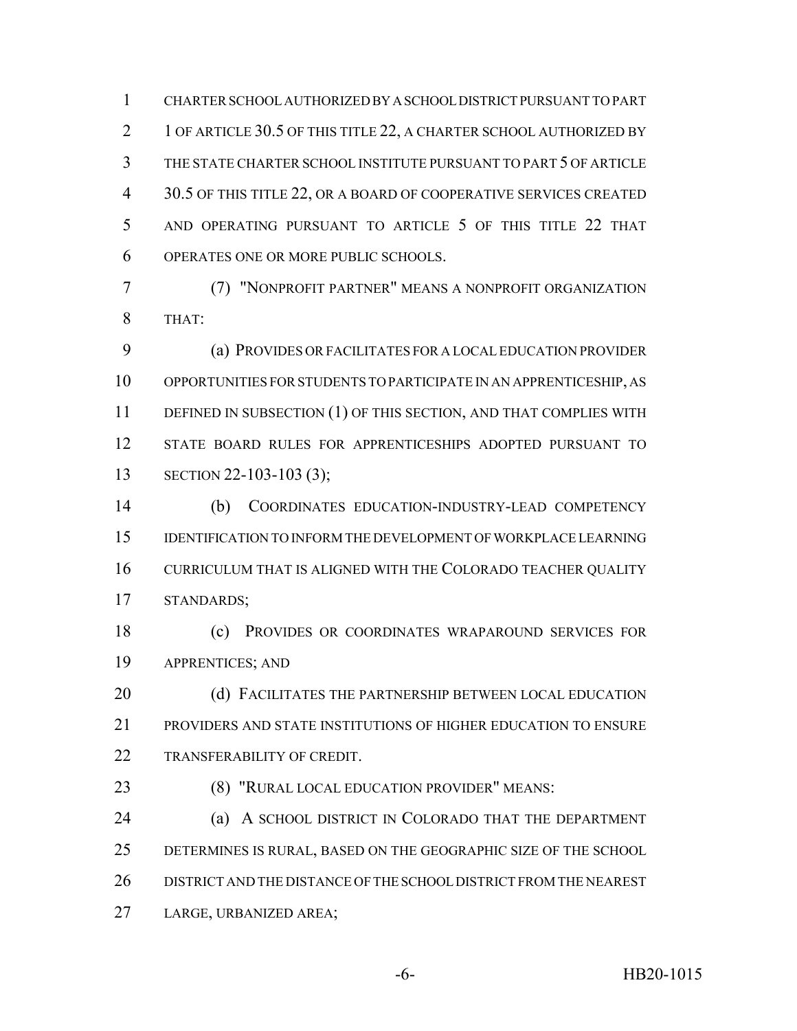CHARTER SCHOOL AUTHORIZED BY A SCHOOL DISTRICT PURSUANT TO PART 1 OF ARTICLE 30.5 OF THIS TITLE 22, A CHARTER SCHOOL AUTHORIZED BY THE STATE CHARTER SCHOOL INSTITUTE PURSUANT TO PART 5 OF ARTICLE 30.5 OF THIS TITLE 22, OR A BOARD OF COOPERATIVE SERVICES CREATED AND OPERATING PURSUANT TO ARTICLE 5 OF THIS TITLE 22 THAT OPERATES ONE OR MORE PUBLIC SCHOOLS.

(7) "NONPROFIT PARTNER" MEANS A NONPROFIT ORGANIZATION THAT:

(a) PROVIDES OR FACILITATES FOR A LOCAL EDUCATION PROVIDER OPPORTUNITIES FOR STUDENTS TO PARTICIPATE IN AN APPRENTICESHIP, AS DEFINED IN SUBSECTION (1) OF THIS SECTION, AND THAT COMPLIES WITH STATE BOARD RULES FOR APPRENTICESHIPS ADOPTED PURSUANT TO SECTION 22-103-103 (3);

(b) COORDINATES EDUCATION-INDUSTRY-LEAD COMPETENCY IDENTIFICATION TO INFORM THE DEVELOPMENT OF WORKPLACE LEARNING CURRICULUM THAT IS ALIGNED WITH THE COLORADO TEACHER QUALITY STANDARDS;

(c) PROVIDES OR COORDINATES WRAPAROUND SERVICES FOR APPRENTICES; AND

(d) FACILITATES THE PARTNERSHIP BETWEEN LOCAL EDUCATION PROVIDERS AND STATE INSTITUTIONS OF HIGHER EDUCATION TO ENSURE TRANSFERABILITY OF CREDIT.

(8) "RURAL LOCAL EDUCATION PROVIDER" MEANS:

(a) A SCHOOL DISTRICT IN COLORADO THAT THE DEPARTMENT DETERMINES IS RURAL, BASED ON THE GEOGRAPHIC SIZE OF THE SCHOOL DISTRICT AND THE DISTANCE OF THE SCHOOL DISTRICT FROM THE NEAREST LARGE, URBANIZED AREA;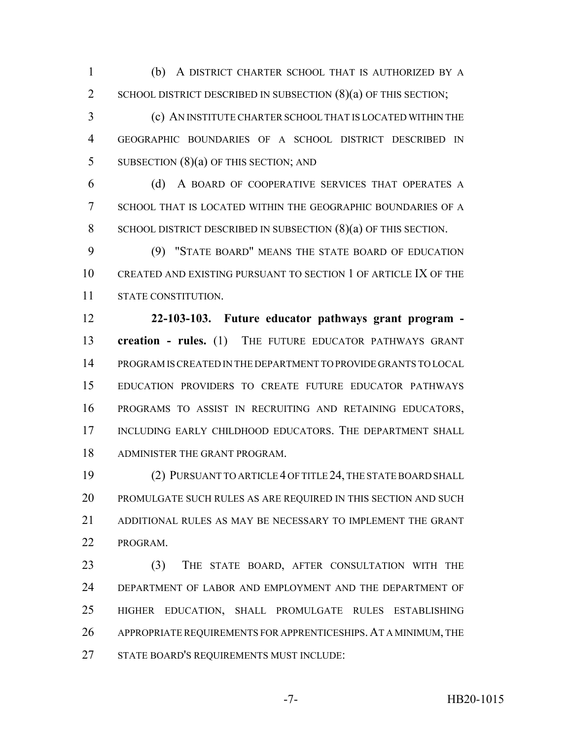(b) A DISTRICT CHARTER SCHOOL THAT IS AUTHORIZED BY A SCHOOL DISTRICT DESCRIBED IN SUBSECTION (8)(a) OF THIS SECTION;

(c) AN INSTITUTE CHARTER SCHOOL THAT IS LOCATED WITHIN THE GEOGRAPHIC BOUNDARIES OF A SCHOOL DISTRICT DESCRIBED IN SUBSECTION (8)(a) OF THIS SECTION; AND

(d) A BOARD OF COOPERATIVE SERVICES THAT OPERATES A SCHOOL THAT IS LOCATED WITHIN THE GEOGRAPHIC BOUNDARIES OF A SCHOOL DISTRICT DESCRIBED IN SUBSECTION (8)(a) OF THIS SECTION.

(9) "STATE BOARD" MEANS THE STATE BOARD OF EDUCATION CREATED AND EXISTING PURSUANT TO SECTION 1 OF ARTICLE IX OF THE STATE CONSTITUTION.

**22-103-103. Future educator pathways grant program - creation - rules.** (1) THE FUTURE EDUCATOR PATHWAYS GRANT PROGRAM IS CREATED IN THE DEPARTMENT TO PROVIDE GRANTS TO LOCAL EDUCATION PROVIDERS TO CREATE FUTURE EDUCATOR PATHWAYS PROGRAMS TO ASSIST IN RECRUITING AND RETAINING EDUCATORS, INCLUDING EARLY CHILDHOOD EDUCATORS. THE DEPARTMENT SHALL ADMINISTER THE GRANT PROGRAM.

(2) PURSUANT TO ARTICLE 4 OF TITLE 24, THE STATE BOARD SHALL PROMULGATE SUCH RULES AS ARE REQUIRED IN THIS SECTION AND SUCH ADDITIONAL RULES AS MAY BE NECESSARY TO IMPLEMENT THE GRANT PROGRAM.

(3) THE STATE BOARD, AFTER CONSULTATION WITH THE DEPARTMENT OF LABOR AND EMPLOYMENT AND THE DEPARTMENT OF HIGHER EDUCATION, SHALL PROMULGATE RULES ESTABLISHING APPROPRIATE REQUIREMENTS FOR APPRENTICESHIPS. AT A MINIMUM, THE STATE BOARD'S REQUIREMENTS MUST INCLUDE: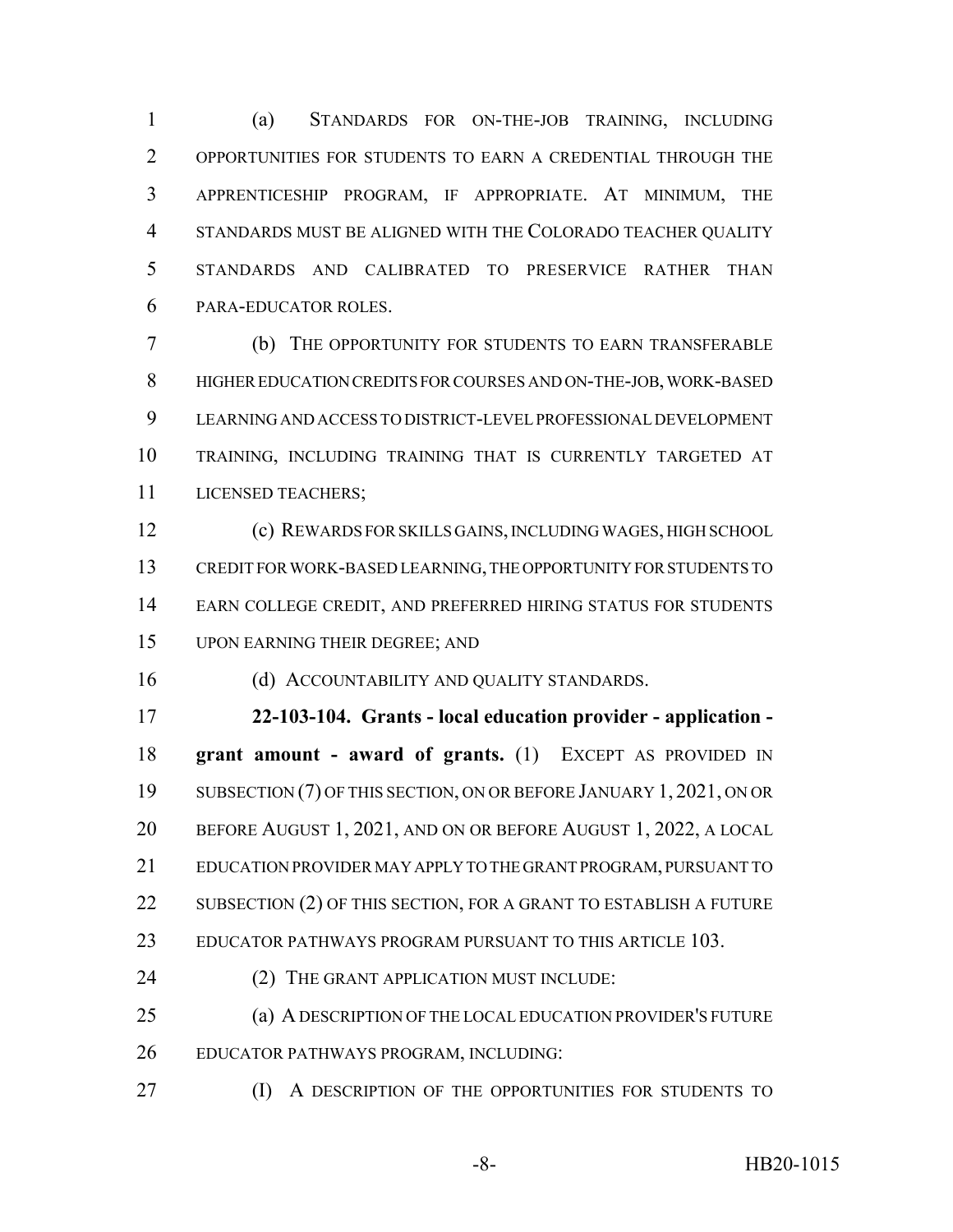(a) STANDARDS FOR ON-THE-JOB TRAINING, INCLUDING OPPORTUNITIES FOR STUDENTS TO EARN A CREDENTIAL THROUGH THE APPRENTICESHIP PROGRAM, IF APPROPRIATE. AT MINIMUM, THE STANDARDS MUST BE ALIGNED WITH THE COLORADO TEACHER QUALITY STANDARDS AND CALIBRATED TO PRESERVICE RATHER THAN PARA-EDUCATOR ROLES.

(b) THE OPPORTUNITY FOR STUDENTS TO EARN TRANSFERABLE HIGHER EDUCATION CREDITS FOR COURSES AND ON-THE-JOB, WORK-BASED LEARNING AND ACCESS TO DISTRICT-LEVEL PROFESSIONAL DEVELOPMENT TRAINING, INCLUDING TRAINING THAT IS CURRENTLY TARGETED AT LICENSED TEACHERS;

(c) REWARDS FOR SKILLS GAINS, INCLUDING WAGES, HIGH SCHOOL CREDIT FOR WORK-BASED LEARNING, THE OPPORTUNITY FOR STUDENTS TO EARN COLLEGE CREDIT, AND PREFERRED HIRING STATUS FOR STUDENTS UPON EARNING THEIR DEGREE; AND

(d) ACCOUNTABILITY AND QUALITY STANDARDS.

**22-103-104. Grants - local education provider - application - grant amount - award of grants.** (1) EXCEPT AS PROVIDED IN SUBSECTION (7) OF THIS SECTION, ON OR BEFORE JANUARY 1, 2021, ON OR BEFORE AUGUST 1, 2021, AND ON OR BEFORE AUGUST 1, 2022, A LOCAL EDUCATION PROVIDER MAY APPLY TO THE GRANT PROGRAM, PURSUANT TO SUBSECTION (2) OF THIS SECTION, FOR A GRANT TO ESTABLISH A FUTURE EDUCATOR PATHWAYS PROGRAM PURSUANT TO THIS ARTICLE 103.

(2) THE GRANT APPLICATION MUST INCLUDE:

(a) A DESCRIPTION OF THE LOCAL EDUCATION PROVIDER'S FUTURE EDUCATOR PATHWAYS PROGRAM, INCLUDING:

(I) A DESCRIPTION OF THE OPPORTUNITIES FOR STUDENTS TO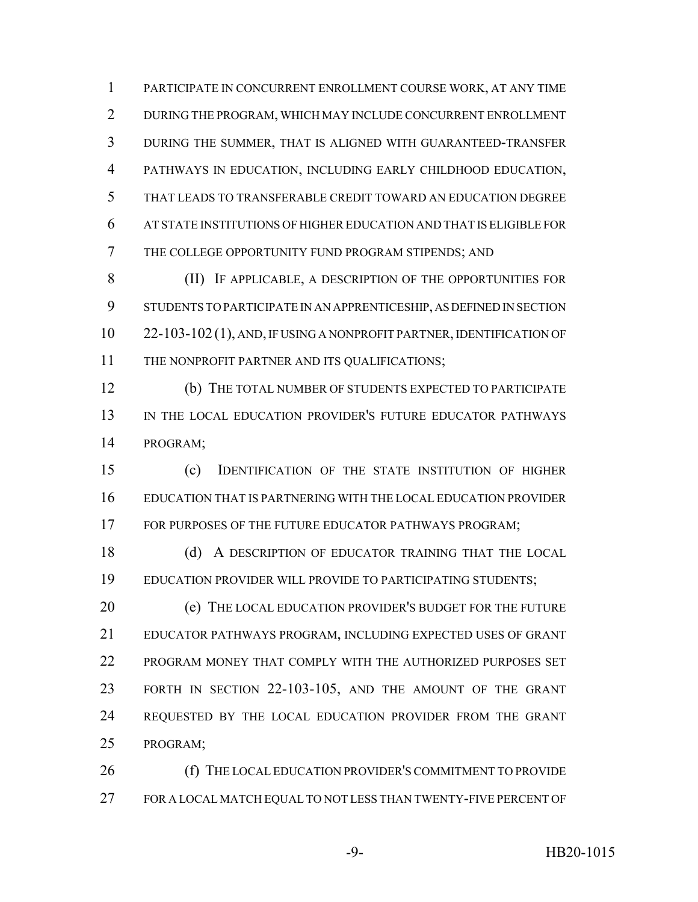PARTICIPATE IN CONCURRENT ENROLLMENT COURSE WORK, AT ANY TIME DURING THE PROGRAM, WHICH MAY INCLUDE CONCURRENT ENROLLMENT DURING THE SUMMER, THAT IS ALIGNED WITH GUARANTEED-TRANSFER PATHWAYS IN EDUCATION, INCLUDING EARLY CHILDHOOD EDUCATION, THAT LEADS TO TRANSFERABLE CREDIT TOWARD AN EDUCATION DEGREE AT STATE INSTITUTIONS OF HIGHER EDUCATION AND THAT IS ELIGIBLE FOR THE COLLEGE OPPORTUNITY FUND PROGRAM STIPENDS; AND

(II) IF APPLICABLE, A DESCRIPTION OF THE OPPORTUNITIES FOR STUDENTS TO PARTICIPATE IN AN APPRENTICESHIP, AS DEFINED IN SECTION 22-103-102 (1), AND, IF USING A NONPROFIT PARTNER, IDENTIFICATION OF THE NONPROFIT PARTNER AND ITS QUALIFICATIONS;

(b) THE TOTAL NUMBER OF STUDENTS EXPECTED TO PARTICIPATE IN THE LOCAL EDUCATION PROVIDER'S FUTURE EDUCATOR PATHWAYS PROGRAM;

(c) IDENTIFICATION OF THE STATE INSTITUTION OF HIGHER EDUCATION THAT IS PARTNERING WITH THE LOCAL EDUCATION PROVIDER FOR PURPOSES OF THE FUTURE EDUCATOR PATHWAYS PROGRAM;

(d) A DESCRIPTION OF EDUCATOR TRAINING THAT THE LOCAL EDUCATION PROVIDER WILL PROVIDE TO PARTICIPATING STUDENTS;

(e) THE LOCAL EDUCATION PROVIDER'S BUDGET FOR THE FUTURE EDUCATOR PATHWAYS PROGRAM, INCLUDING EXPECTED USES OF GRANT PROGRAM MONEY THAT COMPLY WITH THE AUTHORIZED PURPOSES SET FORTH IN SECTION 22-103-105, AND THE AMOUNT OF THE GRANT REQUESTED BY THE LOCAL EDUCATION PROVIDER FROM THE GRANT PROGRAM;

(f) THE LOCAL EDUCATION PROVIDER'S COMMITMENT TO PROVIDE FOR A LOCAL MATCH EQUAL TO NOT LESS THAN TWENTY-FIVE PERCENT OF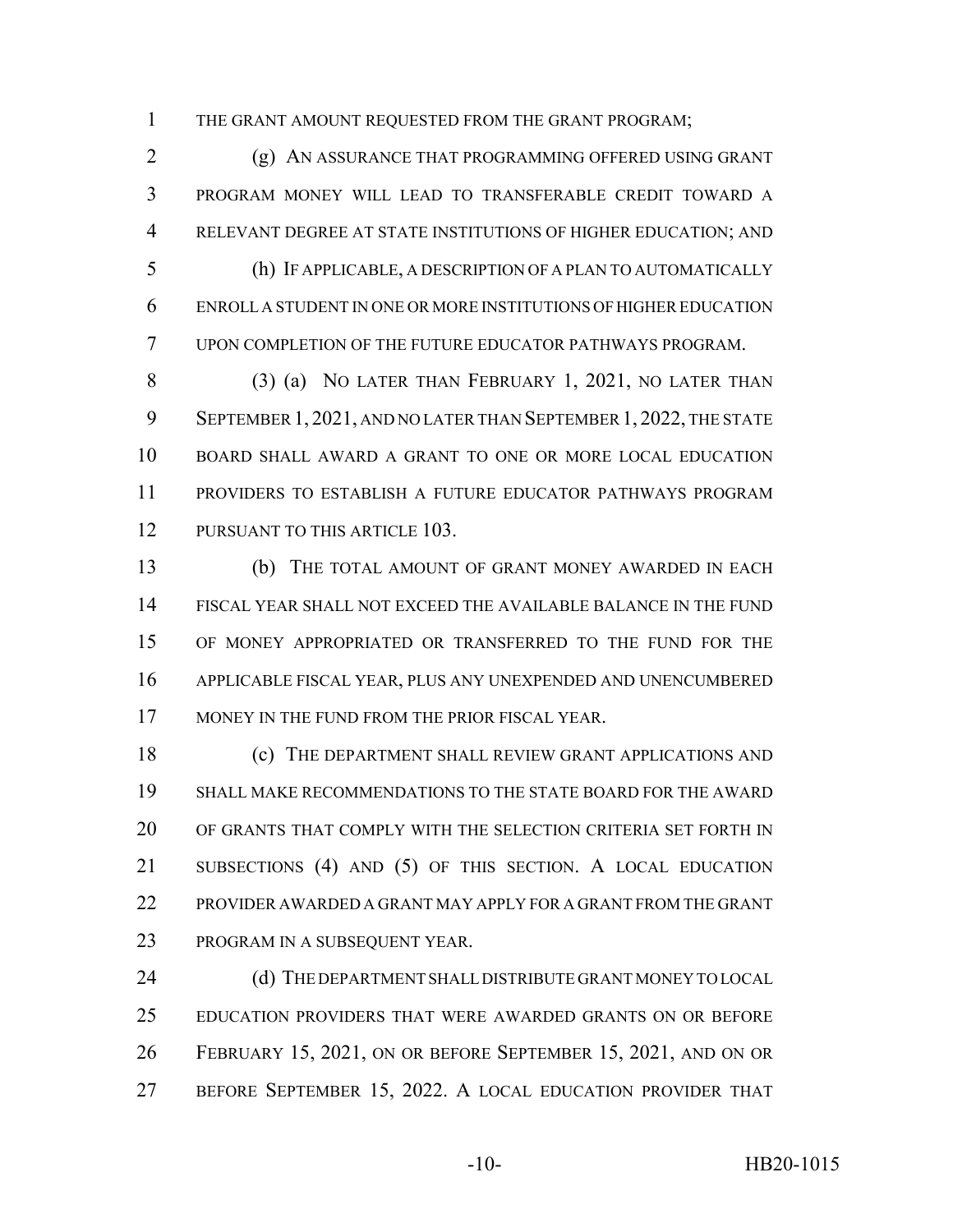THE GRANT AMOUNT REQUESTED FROM THE GRANT PROGRAM;

(g) AN ASSURANCE THAT PROGRAMMING OFFERED USING GRANT PROGRAM MONEY WILL LEAD TO TRANSFERABLE CREDIT TOWARD A RELEVANT DEGREE AT STATE INSTITUTIONS OF HIGHER EDUCATION; AND

(h) IF APPLICABLE, A DESCRIPTION OF A PLAN TO AUTOMATICALLY ENROLL A STUDENT IN ONE OR MORE INSTITUTIONS OF HIGHER EDUCATION UPON COMPLETION OF THE FUTURE EDUCATOR PATHWAYS PROGRAM.

(3) (a) NO LATER THAN FEBRUARY 1, 2021, NO LATER THAN SEPTEMBER 1, 2021, AND NO LATER THAN SEPTEMBER 1, 2022, THE STATE BOARD SHALL AWARD A GRANT TO ONE OR MORE LOCAL EDUCATION PROVIDERS TO ESTABLISH A FUTURE EDUCATOR PATHWAYS PROGRAM PURSUANT TO THIS ARTICLE 103.

(b) THE TOTAL AMOUNT OF GRANT MONEY AWARDED IN EACH FISCAL YEAR SHALL NOT EXCEED THE AVAILABLE BALANCE IN THE FUND OF MONEY APPROPRIATED OR TRANSFERRED TO THE FUND FOR THE APPLICABLE FISCAL YEAR, PLUS ANY UNEXPENDED AND UNENCUMBERED MONEY IN THE FUND FROM THE PRIOR FISCAL YEAR.

(c) THE DEPARTMENT SHALL REVIEW GRANT APPLICATIONS AND SHALL MAKE RECOMMENDATIONS TO THE STATE BOARD FOR THE AWARD OF GRANTS THAT COMPLY WITH THE SELECTION CRITERIA SET FORTH IN SUBSECTIONS (4) AND (5) OF THIS SECTION. A LOCAL EDUCATION PROVIDER AWARDED A GRANT MAY APPLY FOR A GRANT FROM THE GRANT PROGRAM IN A SUBSEQUENT YEAR.

(d) THE DEPARTMENT SHALL DISTRIBUTE GRANT MONEY TO LOCAL EDUCATION PROVIDERS THAT WERE AWARDED GRANTS ON OR BEFORE FEBRUARY 15, 2021, ON OR BEFORE SEPTEMBER 15, 2021, AND ON OR BEFORE SEPTEMBER 15, 2022. A LOCAL EDUCATION PROVIDER THAT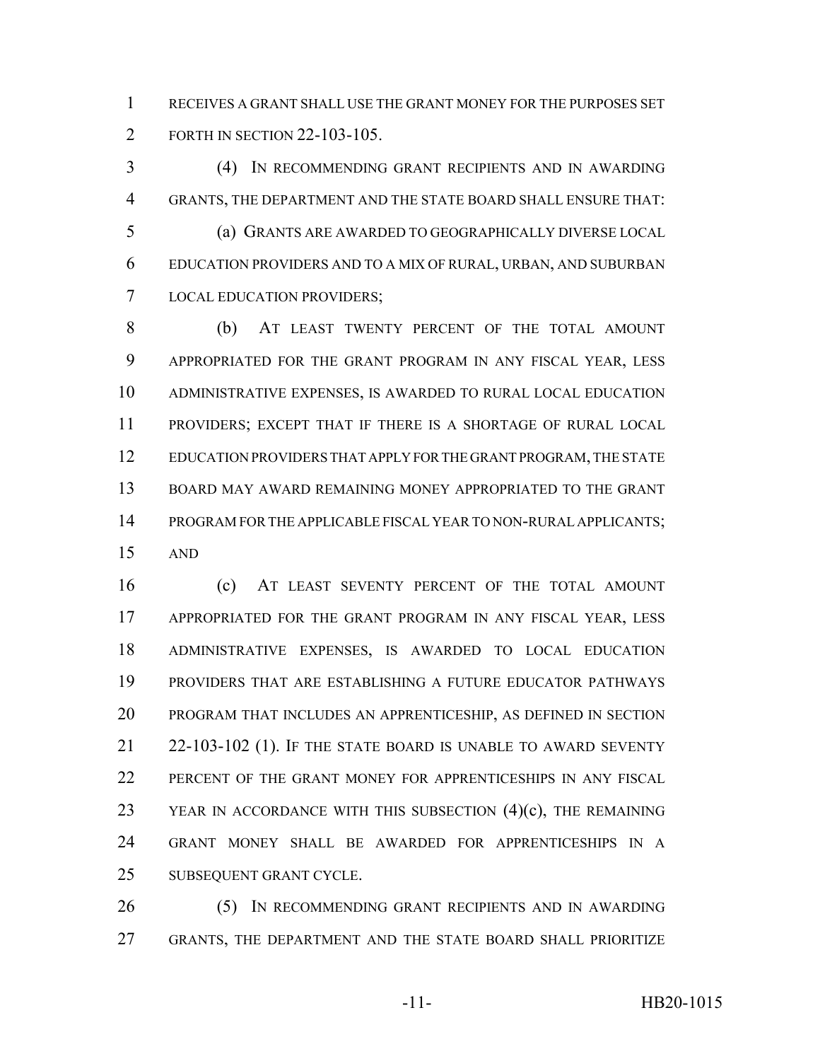RECEIVES A GRANT SHALL USE THE GRANT MONEY FOR THE PURPOSES SET FORTH IN SECTION 22-103-105.

(4) IN RECOMMENDING GRANT RECIPIENTS AND IN AWARDING GRANTS, THE DEPARTMENT AND THE STATE BOARD SHALL ENSURE THAT:

(a) GRANTS ARE AWARDED TO GEOGRAPHICALLY DIVERSE LOCAL EDUCATION PROVIDERS AND TO A MIX OF RURAL, URBAN, AND SUBURBAN LOCAL EDUCATION PROVIDERS;

(b) AT LEAST TWENTY PERCENT OF THE TOTAL AMOUNT APPROPRIATED FOR THE GRANT PROGRAM IN ANY FISCAL YEAR, LESS ADMINISTRATIVE EXPENSES, IS AWARDED TO RURAL LOCAL EDUCATION PROVIDERS; EXCEPT THAT IF THERE IS A SHORTAGE OF RURAL LOCAL EDUCATION PROVIDERS THAT APPLY FOR THE GRANT PROGRAM, THE STATE BOARD MAY AWARD REMAINING MONEY APPROPRIATED TO THE GRANT PROGRAM FOR THE APPLICABLE FISCAL YEAR TO NON-RURAL APPLICANTS; AND

(c) AT LEAST SEVENTY PERCENT OF THE TOTAL AMOUNT APPROPRIATED FOR THE GRANT PROGRAM IN ANY FISCAL YEAR, LESS ADMINISTRATIVE EXPENSES, IS AWARDED TO LOCAL EDUCATION PROVIDERS THAT ARE ESTABLISHING A FUTURE EDUCATOR PATHWAYS PROGRAM THAT INCLUDES AN APPRENTICESHIP, AS DEFINED IN SECTION 22-103-102 (1). IF THE STATE BOARD IS UNABLE TO AWARD SEVENTY PERCENT OF THE GRANT MONEY FOR APPRENTICESHIPS IN ANY FISCAL YEAR IN ACCORDANCE WITH THIS SUBSECTION (4)(c), THE REMAINING GRANT MONEY SHALL BE AWARDED FOR APPRENTICESHIPS IN A SUBSEQUENT GRANT CYCLE.

(5) IN RECOMMENDING GRANT RECIPIENTS AND IN AWARDING GRANTS, THE DEPARTMENT AND THE STATE BOARD SHALL PRIORITIZE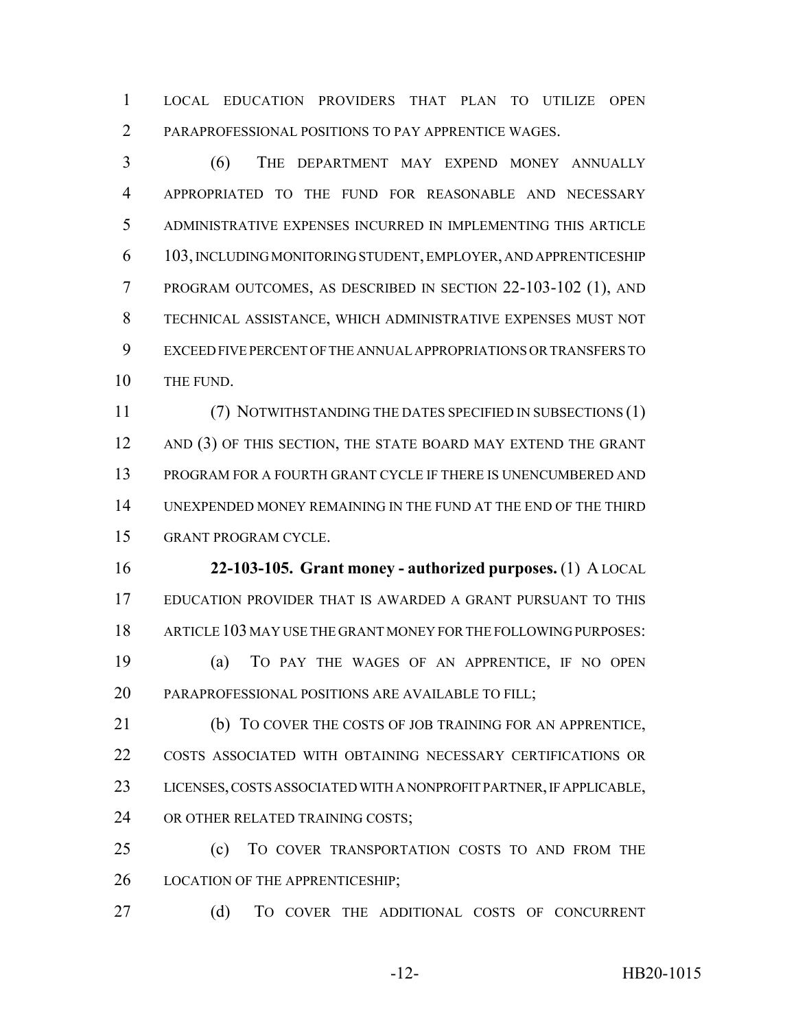LOCAL EDUCATION PROVIDERS THAT PLAN TO UTILIZE OPEN PARAPROFESSIONAL POSITIONS TO PAY APPRENTICE WAGES.

(6) THE DEPARTMENT MAY EXPEND MONEY ANNUALLY APPROPRIATED TO THE FUND FOR REASONABLE AND NECESSARY ADMINISTRATIVE EXPENSES INCURRED IN IMPLEMENTING THIS ARTICLE 103, INCLUDING MONITORING STUDENT, EMPLOYER, AND APPRENTICESHIP PROGRAM OUTCOMES, AS DESCRIBED IN SECTION 22-103-102 (1), AND TECHNICAL ASSISTANCE, WHICH ADMINISTRATIVE EXPENSES MUST NOT EXCEED FIVE PERCENT OF THE ANNUAL APPROPRIATIONS OR TRANSFERS TO THE FUND.

(7) NOTWITHSTANDING THE DATES SPECIFIED IN SUBSECTIONS (1) AND (3) OF THIS SECTION, THE STATE BOARD MAY EXTEND THE GRANT PROGRAM FOR A FOURTH GRANT CYCLE IF THERE IS UNENCUMBERED AND UNEXPENDED MONEY REMAINING IN THE FUND AT THE END OF THE THIRD GRANT PROGRAM CYCLE.

**22-103-105. Grant money - authorized purposes.** (1) A LOCAL EDUCATION PROVIDER THAT IS AWARDED A GRANT PURSUANT TO THIS ARTICLE 103 MAY USE THE GRANT MONEY FOR THE FOLLOWING PURPOSES:

(a) TO PAY THE WAGES OF AN APPRENTICE, IF NO OPEN PARAPROFESSIONAL POSITIONS ARE AVAILABLE TO FILL;

(b) TO COVER THE COSTS OF JOB TRAINING FOR AN APPRENTICE, COSTS ASSOCIATED WITH OBTAINING NECESSARY CERTIFICATIONS OR LICENSES, COSTS ASSOCIATED WITH A NONPROFIT PARTNER, IF APPLICABLE, OR OTHER RELATED TRAINING COSTS;

(c) TO COVER TRANSPORTATION COSTS TO AND FROM THE LOCATION OF THE APPRENTICESHIP;

(d) TO COVER THE ADDITIONAL COSTS OF CONCURRENT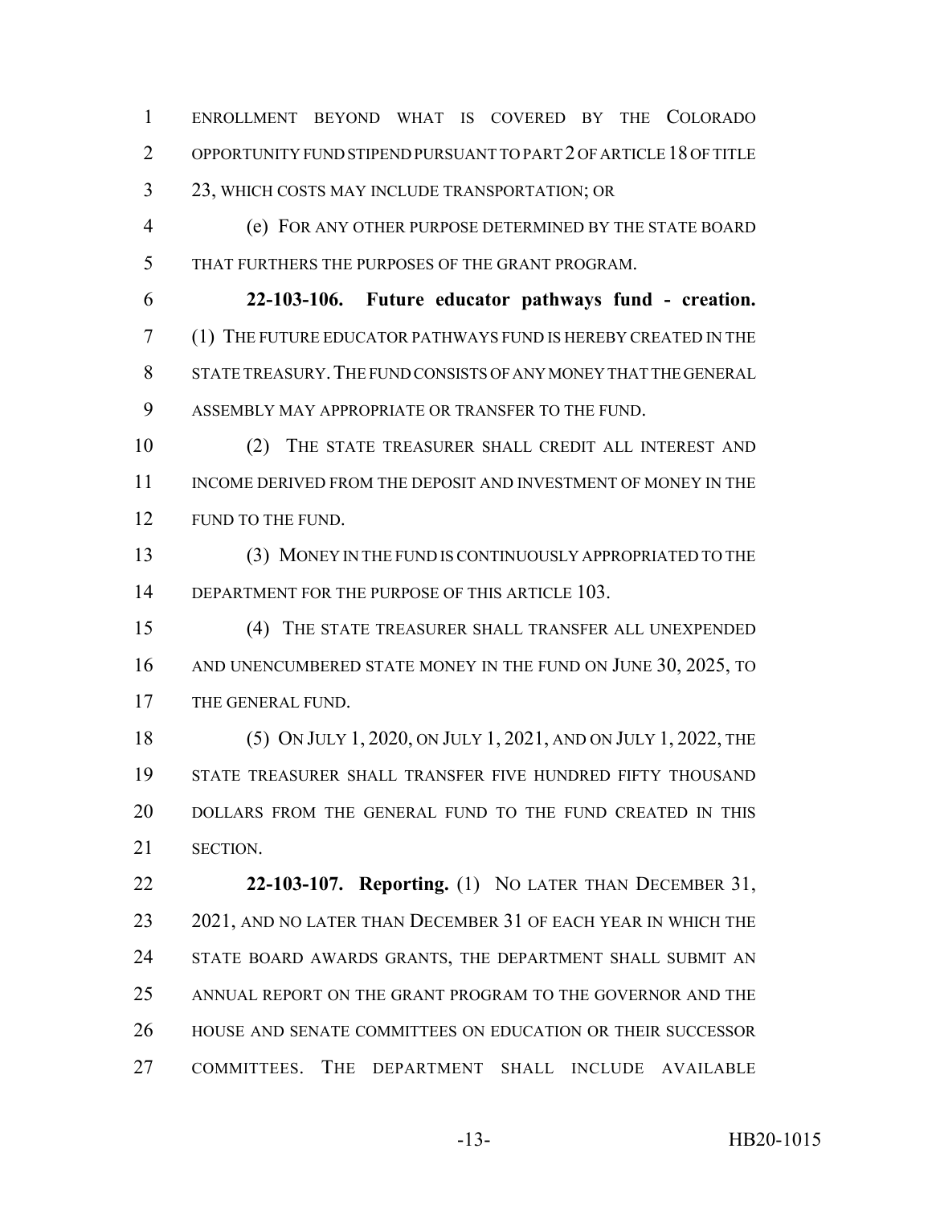ENROLLMENT BEYOND WHAT IS COVERED BY THE COLORADO OPPORTUNITY FUND STIPEND PURSUANT TO PART 2 OF ARTICLE 18 OF TITLE 23, WHICH COSTS MAY INCLUDE TRANSPORTATION; OR

(e) FOR ANY OTHER PURPOSE DETERMINED BY THE STATE BOARD THAT FURTHERS THE PURPOSES OF THE GRANT PROGRAM.

**22-103-106. Future educator pathways fund - creation.** (1) THE FUTURE EDUCATOR PATHWAYS FUND IS HEREBY CREATED IN THE STATE TREASURY. THE FUND CONSISTS OF ANY MONEY THAT THE GENERAL ASSEMBLY MAY APPROPRIATE OR TRANSFER TO THE FUND.

(2) THE STATE TREASURER SHALL CREDIT ALL INTEREST AND INCOME DERIVED FROM THE DEPOSIT AND INVESTMENT OF MONEY IN THE FUND TO THE FUND.

(3) MONEY IN THE FUND IS CONTINUOUSLY APPROPRIATED TO THE DEPARTMENT FOR THE PURPOSE OF THIS ARTICLE 103.

(4) THE STATE TREASURER SHALL TRANSFER ALL UNEXPENDED AND UNENCUMBERED STATE MONEY IN THE FUND ON JUNE 30, 2025, TO THE GENERAL FUND.

(5) ON JULY 1, 2020, ON JULY 1, 2021, AND ON JULY 1, 2022, THE STATE TREASURER SHALL TRANSFER FIVE HUNDRED FIFTY THOUSAND DOLLARS FROM THE GENERAL FUND TO THE FUND CREATED IN THIS SECTION.

**22-103-107. Reporting.** (1) NO LATER THAN DECEMBER 31, 2021, AND NO LATER THAN DECEMBER 31 OF EACH YEAR IN WHICH THE STATE BOARD AWARDS GRANTS, THE DEPARTMENT SHALL SUBMIT AN ANNUAL REPORT ON THE GRANT PROGRAM TO THE GOVERNOR AND THE HOUSE AND SENATE COMMITTEES ON EDUCATION OR THEIR SUCCESSOR COMMITTEES. THE DEPARTMENT SHALL INCLUDE AVAILABLE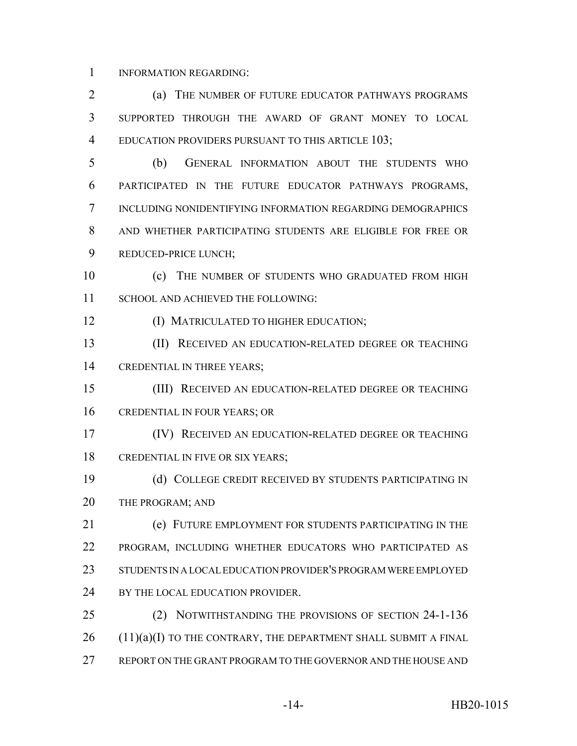INFORMATION REGARDING:

(a) THE NUMBER OF FUTURE EDUCATOR PATHWAYS PROGRAMS SUPPORTED THROUGH THE AWARD OF GRANT MONEY TO LOCAL EDUCATION PROVIDERS PURSUANT TO THIS ARTICLE 103;

(b) GENERAL INFORMATION ABOUT THE STUDENTS WHO PARTICIPATED IN THE FUTURE EDUCATOR PATHWAYS PROGRAMS, INCLUDING NONIDENTIFYING INFORMATION REGARDING DEMOGRAPHICS AND WHETHER PARTICIPATING STUDENTS ARE ELIGIBLE FOR FREE OR REDUCED-PRICE LUNCH;

(c) THE NUMBER OF STUDENTS WHO GRADUATED FROM HIGH SCHOOL AND ACHIEVED THE FOLLOWING:

(I) MATRICULATED TO HIGHER EDUCATION;

(II) RECEIVED AN EDUCATION-RELATED DEGREE OR TEACHING CREDENTIAL IN THREE YEARS;

(III) RECEIVED AN EDUCATION-RELATED DEGREE OR TEACHING CREDENTIAL IN FOUR YEARS; OR

(IV) RECEIVED AN EDUCATION-RELATED DEGREE OR TEACHING CREDENTIAL IN FIVE OR SIX YEARS;

(d) COLLEGE CREDIT RECEIVED BY STUDENTS PARTICIPATING IN THE PROGRAM; AND

(e) FUTURE EMPLOYMENT FOR STUDENTS PARTICIPATING IN THE PROGRAM, INCLUDING WHETHER EDUCATORS WHO PARTICIPATED AS STUDENTS IN A LOCAL EDUCATION PROVIDER'S PROGRAM WERE EMPLOYED BY THE LOCAL EDUCATION PROVIDER.

(2) NOTWITHSTANDING THE PROVISIONS OF SECTION 24-1-136 (11)(a)(I) TO THE CONTRARY, THE DEPARTMENT SHALL SUBMIT A FINAL REPORT ON THE GRANT PROGRAM TO THE GOVERNOR AND THE HOUSE AND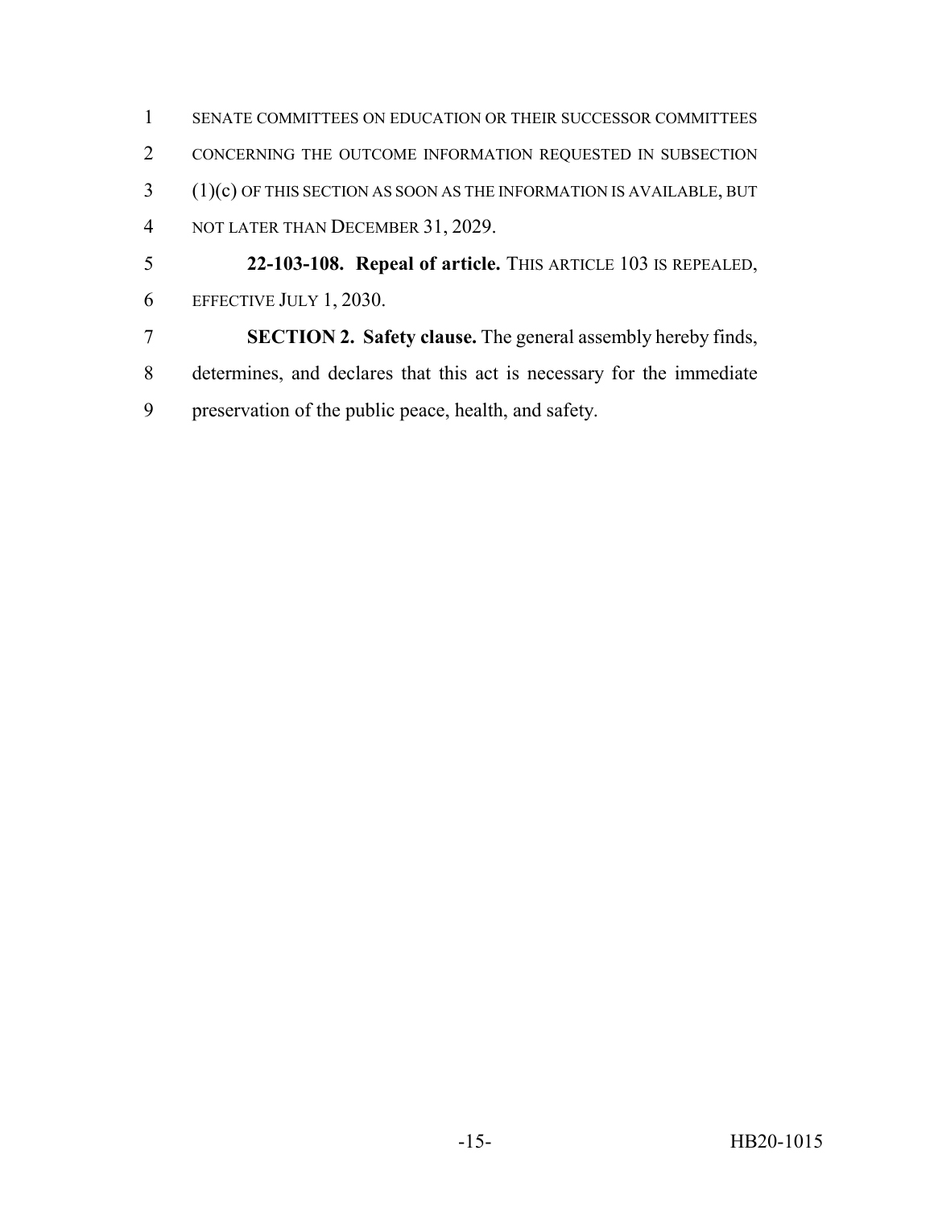SENATE COMMITTEES ON EDUCATION OR THEIR SUCCESSOR COMMITTEES CONCERNING THE OUTCOME INFORMATION REQUESTED IN SUBSECTION (1)(c) OF THIS SECTION AS SOON AS THE INFORMATION IS AVAILABLE, BUT NOT LATER THAN DECEMBER 31, 2029.

**22-103-108. Repeal of article.** THIS ARTICLE 103 IS REPEALED, EFFECTIVE JULY 1, 2030.

**SECTION 2. Safety clause.** The general assembly hereby finds, determines, and declares that this act is necessary for the immediate preservation of the public peace, health, and safety.